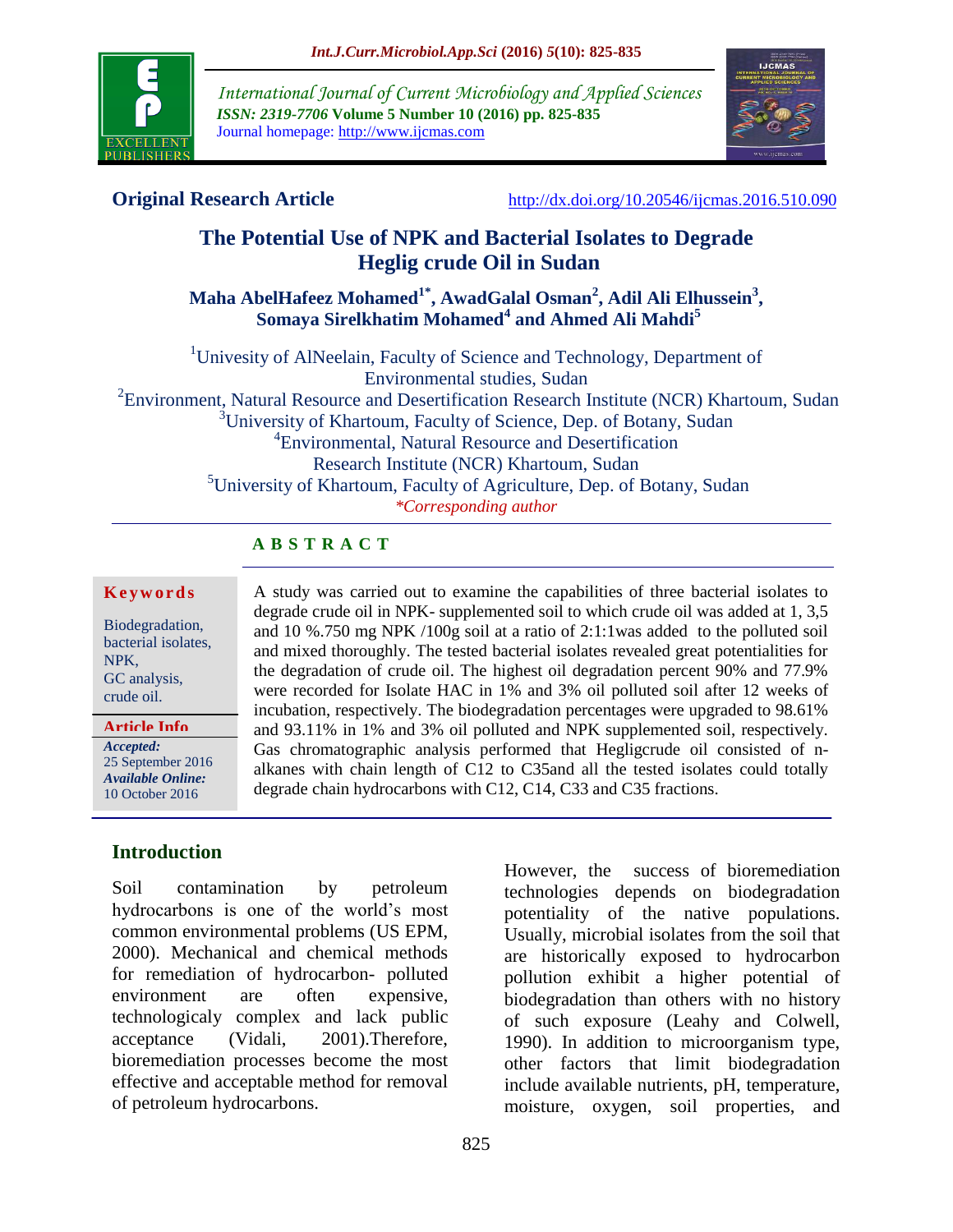**Original Research Article**

http://dx.doi.org/10.20546/ijcmas.2016.510.090

# The Potential Use of NPK and Bacterial Isolates to Degrade Heglig crude Oil in Sudan

**Maha AbelHafeez Mohamed[1*], AwadGalal Osman[2], Adil Ali Elhussein[3], Somaya Sirelkhatim Mohamed[4] and Ahmed Ali Mahdi[5]**

[1]Univesity of AlNeelain, Faculty of Science and Technology, Department of Environmental studies, Sudan
[2]Environment, Natural Resource and Desertification Research Institute (NCR) Khartoum, Sudan
[3]University of Khartoum, Faculty of Science, Dep. of Botany, Sudan
[4]Environmental, Natural Resource and Desertification Research Institute (NCR) Khartoum, Sudan
[5]University of Khartoum, Faculty of Agriculture, Dep. of Botany, Sudan
*Corresponding author

## ABSTRACT

A study was carried out to examine the capabilities of three bacterial isolates to degrade crude oil in NPK- supplemented soil to which crude oil was added at 1, 3,5 and 10 %.750 mg NPK /100g soil at a ratio of 2:1:1was added to the polluted soil and mixed thoroughly. The tested bacterial isolates revealed great potentialities for the degradation of crude oil. The highest oil degradation percent 90% and 77.9% were recorded for Isolate HAC in 1% and 3% oil polluted soil after 12 weeks of incubation, respectively. The biodegradation percentages were upgraded to 98.61% and 93.11% in 1% and 3% oil polluted and NPK supplemented soil, respectively. Gas chromatographic analysis performed that Hegligcrude oil consisted of n-alkanes with chain length of C12 to C35and all the tested isolates could totally degrade chain hydrocarbons with C12, C14, C33 and C35 fractions.

**Keywords**

Biodegradation, bacterial isolates, NPK, GC analysis, crude oil.

**Article Info**

*Accepted:* 25 September 2016
*Available Online:* 10 October 2016

## Introduction

Soil contamination by petroleum hydrocarbons is one of the world's most common environmental problems (US EPM, 2000). Mechanical and chemical methods for remediation of hydrocarbon- polluted environment are often expensive, technologicaly complex and lack public acceptance (Vidali, 2001).Therefore, bioremediation processes become the most effective and acceptable method for removal of petroleum hydrocarbons.

However, the success of bioremediation technologies depends on biodegradation potentiality of the native populations. Usually, microbial isolates from the soil that are historically exposed to hydrocarbon pollution exhibit a higher potential of biodegradation than others with no history of such exposure (Leahy and Colwell, 1990). In addition to microorganism type, other factors that limit biodegradation include available nutrients, pH, temperature, moisture, oxygen, soil properties, and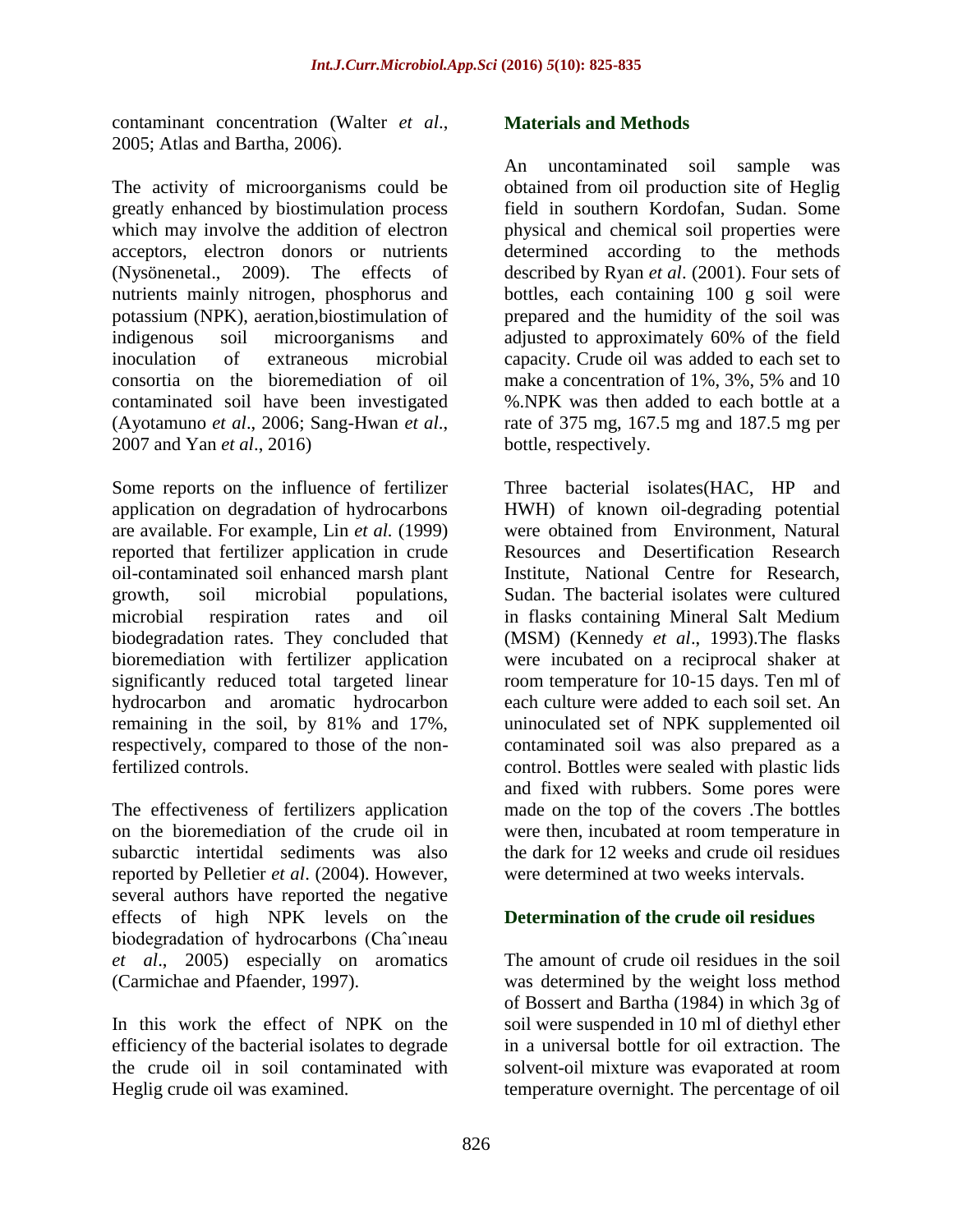contaminant concentration (Walter *et al*., 2005; Atlas and Bartha, 2006).

The activity of microorganisms could be greatly enhanced by biostimulation process which may involve the addition of electron acceptors, electron donors or nutrients (Nysönenetal., 2009). The effects of nutrients mainly nitrogen, phosphorus and potassium (NPK), aeration,biostimulation of indigenous soil microorganisms and inoculation of extraneous microbial consortia on the bioremediation of oil contaminated soil have been investigated (Ayotamuno *et al*., 2006; Sang-Hwan *et al*., 2007 and Yan *et al*., 2016)

Some reports on the influence of fertilizer application on degradation of hydrocarbons are available. For example, Lin *et al.* (1999) reported that fertilizer application in crude oil-contaminated soil enhanced marsh plant growth, soil microbial populations, microbial respiration rates and oil biodegradation rates. They concluded that bioremediation with fertilizer application significantly reduced total targeted linear hydrocarbon and aromatic hydrocarbon remaining in the soil, by 81% and 17%, respectively, compared to those of the non-fertilized controls.

The effectiveness of fertilizers application on the bioremediation of the crude oil in subarctic intertidal sediments was also reported by Pelletier *et al*. (2004). However, several authors have reported the negative effects of high NPK levels on the biodegradation of hydrocarbons (Chaˆıneau *et al*., 2005) especially on aromatics (Carmichae and Pfaender, 1997).

In this work the effect of NPK on the efficiency of the bacterial isolates to degrade the crude oil in soil contaminated with Heglig crude oil was examined.

## Materials and Methods

An uncontaminated soil sample was obtained from oil production site of Heglig field in southern Kordofan, Sudan. Some physical and chemical soil properties were determined according to the methods described by Ryan *et al*. (2001). Four sets of bottles, each containing 100 g soil were prepared and the humidity of the soil was adjusted to approximately 60% of the field capacity. Crude oil was added to each set to make a concentration of 1%, 3%, 5% and 10 %.NPK was then added to each bottle at a rate of 375 mg, 167.5 mg and 187.5 mg per bottle, respectively.

Three bacterial isolates(HAC, HP and HWH) of known oil-degrading potential were obtained from Environment, Natural Resources and Desertification Research Institute, National Centre for Research, Sudan. The bacterial isolates were cultured in flasks containing Mineral Salt Medium (MSM) (Kennedy *et al*., 1993).The flasks were incubated on a reciprocal shaker at room temperature for 10-15 days. Ten ml of each culture were added to each soil set. An uninoculated set of NPK supplemented oil contaminated soil was also prepared as a control. Bottles were sealed with plastic lids and fixed with rubbers. Some pores were made on the top of the covers .The bottles were then, incubated at room temperature in the dark for 12 weeks and crude oil residues were determined at two weeks intervals.

### Determination of the crude oil residues

The amount of crude oil residues in the soil was determined by the weight loss method of Bossert and Bartha (1984) in which 3g of soil were suspended in 10 ml of diethyl ether in a universal bottle for oil extraction. The solvent-oil mixture was evaporated at room temperature overnight. The percentage of oil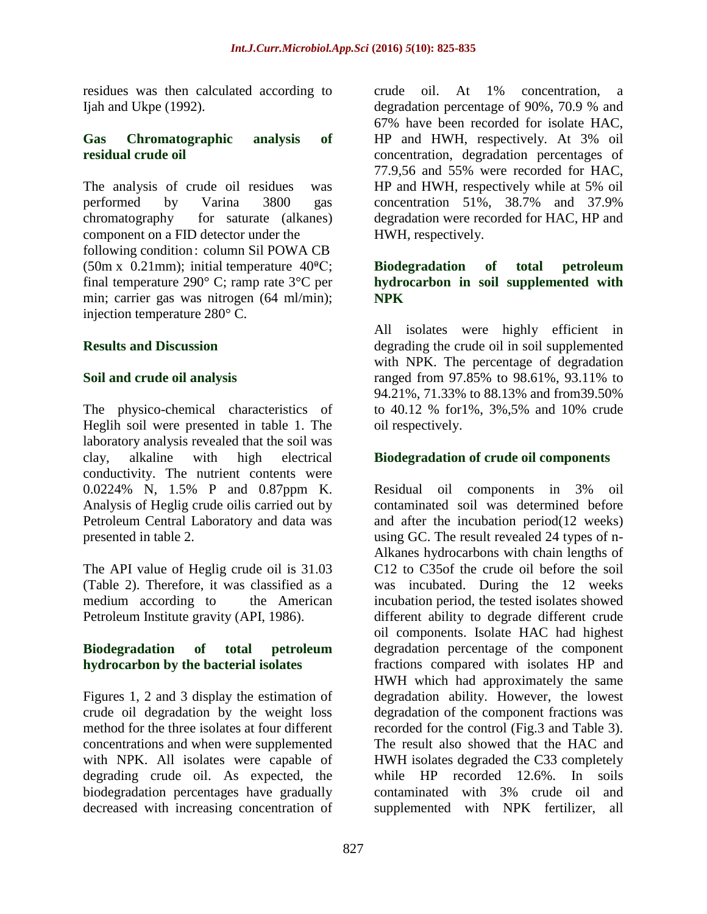residues was then calculated according to Ijah and Ukpe (1992).

### Gas Chromatographic analysis of residual crude oil

The analysis of crude oil residues was performed by Varina 3800 gas chromatography for saturate (alkanes) component on a FID detector under the following condition: column Sil POWA CB (50m x 0.21mm); initial temperature 40ºC; final temperature 290° C; ramp rate 3°C per min; carrier gas was nitrogen (64 ml/min); injection temperature 280° C.

## Results and Discussion

### Soil and crude oil analysis

The physico-chemical characteristics of Heglih soil were presented in table 1. The laboratory analysis revealed that the soil was clay, alkaline with high electrical conductivity. The nutrient contents were 0.0224% N, 1.5% P and 0.87ppm K. Analysis of Heglig crude oilis carried out by Petroleum Central Laboratory and data was presented in table 2.

The API value of Heglig crude oil is 31.03 (Table 2). Therefore, it was classified as a medium according to the American Petroleum Institute gravity (API, 1986).

### Biodegradation of total petroleum hydrocarbon by the bacterial isolates

Figures 1, 2 and 3 display the estimation of crude oil degradation by the weight loss method for the three isolates at four different concentrations and when were supplemented with NPK. All isolates were capable of degrading crude oil. As expected, the biodegradation percentages have gradually decreased with increasing concentration of crude oil. At 1% concentration, a degradation percentage of 90%, 70.9 % and 67% have been recorded for isolate HAC, HP and HWH, respectively. At 3% oil concentration, degradation percentages of 77.9,56 and 55% were recorded for HAC, HP and HWH, respectively while at 5% oil concentration 51%, 38.7% and 37.9% degradation were recorded for HAC, HP and HWH, respectively.

### Biodegradation of total petroleum hydrocarbon in soil supplemented with NPK

All isolates were highly efficient in degrading the crude oil in soil supplemented with NPK. The percentage of degradation ranged from 97.85% to 98.61%, 93.11% to 94.21%, 71.33% to 88.13% and from39.50% to 40.12 % for1%, 3%,5% and 10% crude oil respectively.

### Biodegradation of crude oil components

Residual oil components in 3% oil contaminated soil was determined before and after the incubation period(12 weeks) using GC. The result revealed 24 types of n-Alkanes hydrocarbons with chain lengths of C12 to C35of the crude oil before the soil was incubated. During the 12 weeks incubation period, the tested isolates showed different ability to degrade different crude oil components. Isolate HAC had highest degradation percentage of the component fractions compared with isolates HP and HWH which had approximately the same degradation ability. However, the lowest degradation of the component fractions was recorded for the control (Fig.3 and Table 3). The result also showed that the HAC and HWH isolates degraded the C33 completely while HP recorded 12.6%. In soils contaminated with 3% crude oil and supplemented with NPK fertilizer, all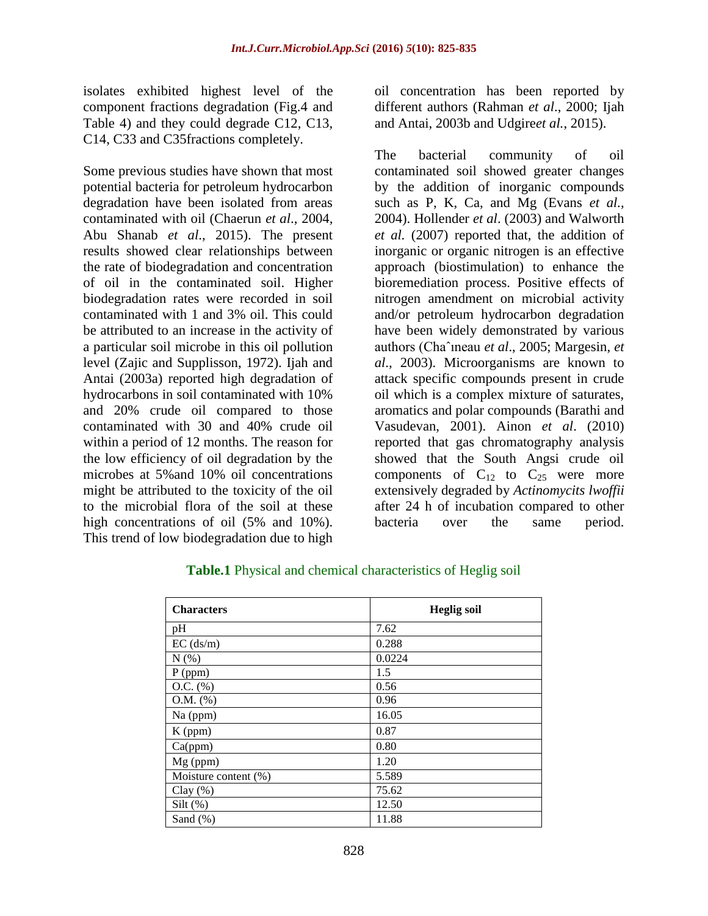isolates exhibited highest level of the component fractions degradation (Fig.4 and Table 4) and they could degrade C12, C13, C14, C33 and C35fractions completely.

Some previous studies have shown that most potential bacteria for petroleum hydrocarbon degradation have been isolated from areas contaminated with oil (Chaerun *et al*., 2004, Abu Shanab *et al*., 2015). The present results showed clear relationships between the rate of biodegradation and concentration of oil in the contaminated soil. Higher biodegradation rates were recorded in soil contaminated with 1 and 3% oil. This could be attributed to an increase in the activity of a particular soil microbe in this oil pollution level (Zajic and Supplisson, 1972). Ijah and Antai (2003a) reported high degradation of hydrocarbons in soil contaminated with 10% and 20% crude oil compared to those contaminated with 30 and 40% crude oil within a period of 12 months. The reason for the low efficiency of oil degradation by the microbes at 5%and 10% oil concentrations might be attributed to the toxicity of the oil to the microbial flora of the soil at these high concentrations of oil (5% and 10%). This trend of low biodegradation due to high oil concentration has been reported by different authors (Rahman *et al*., 2000; Ijah and Antai, 2003b and Udgire*et al.*, 2015).

The bacterial community of oil contaminated soil showed greater changes by the addition of inorganic compounds such as P, K, Ca, and Mg (Evans *et al.*, 2004). Hollender *et al*. (2003) and Walworth *et al.* (2007) reported that, the addition of inorganic or organic nitrogen is an effective approach (biostimulation) to enhance the bioremediation process. Positive effects of nitrogen amendment on microbial activity and/or petroleum hydrocarbon degradation have been widely demonstrated by various authors (Chaˆıneau *et al*., 2005; Margesin, *et al.*, 2003). Microorganisms are known to attack specific compounds present in crude oil which is a complex mixture of saturates, aromatics and polar compounds (Barathi and Vasudevan, 2001). Ainon *et al*. (2010) reported that gas chromatography analysis showed that the South Angsi crude oil components of $C_{12}$ to $C_{25}$ were more extensively degraded by *Actinomycits lwoffii* after 24 h of incubation compared to other bacteria over the same period.

**Table.1** Physical and chemical characteristics of Heglig soil

| Characters | Heglig soil |
|---|---|
| pH | 7.62 |
| EC (ds/m) | 0.288 |
| N (%) | 0.0224 |
| P (ppm) | 1.5 |
| O.C. (%) | 0.56 |
| O.M. (%) | 0.96 |
| Na (ppm) | 16.05 |
| K (ppm) | 0.87 |
| Ca(ppm) | 0.80 |
| Mg (ppm) | 1.20 |
| Moisture content (%) | 5.589 |
| Clay (%) | 75.62 |
| Silt (%) | 12.50 |
| Sand (%) | 11.88 |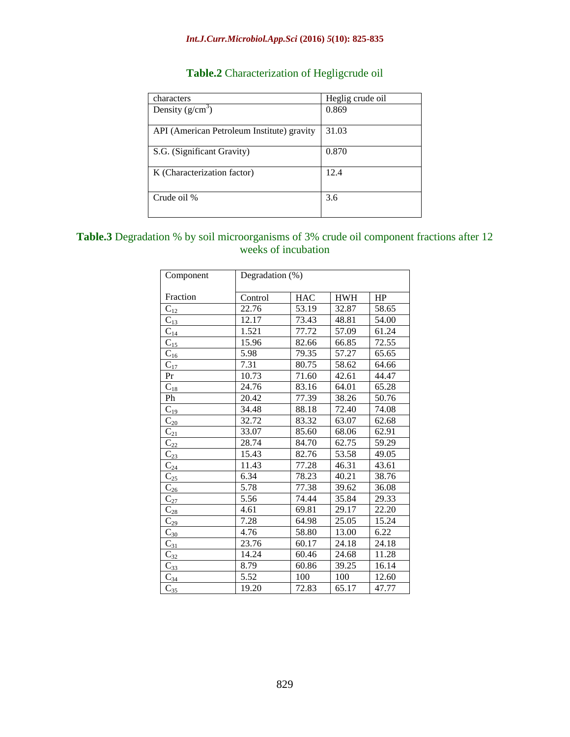**Table.2** Characterization of Hegligcrude oil

| characters | Heglig crude oil |
|---|---|
| Density ($g/cm^3$) | 0.869 |
| API (American Petroleum Institute) gravity | 31.03 |
| S.G. (Significant Gravity) | 0.870 |
| K (Characterization factor) | 12.4 |
| Crude oil % | 3.6 |

**Table.3** Degradation % by soil microorganisms of 3% crude oil component fractions after 12 weeks of incubation

| Component | Degradation (%) | | | |
|---|---|---|---|---|
| Fraction | Control | HAC | HWH | HP |
| $C_{12}$ | 22.76 | 53.19 | 32.87 | 58.65 |
| $C_{13}$ | 12.17 | 73.43 | 48.81 | 54.00 |
| $C_{14}$ | 1.521 | 77.72 | 57.09 | 61.24 |
| $C_{15}$ | 15.96 | 82.66 | 66.85 | 72.55 |
| $C_{16}$ | 5.98 | 79.35 | 57.27 | 65.65 |
| $C_{17}$ | 7.31 | 80.75 | 58.62 | 64.66 |
| Pr | 10.73 | 71.60 | 42.61 | 44.47 |
| $C_{18}$ | 24.76 | 83.16 | 64.01 | 65.28 |
| Ph | 20.42 | 77.39 | 38.26 | 50.76 |
| $C_{19}$ | 34.48 | 88.18 | 72.40 | 74.08 |
| $C_{20}$ | 32.72 | 83.32 | 63.07 | 62.68 |
| $C_{21}$ | 33.07 | 85.60 | 68.06 | 62.91 |
| $C_{22}$ | 28.74 | 84.70 | 62.75 | 59.29 |
| $C_{23}$ | 15.43 | 82.76 | 53.58 | 49.05 |
| $C_{24}$ | 11.43 | 77.28 | 46.31 | 43.61 |
| $C_{25}$ | 6.34 | 78.23 | 40.21 | 38.76 |
| $C_{26}$ | 5.78 | 77.38 | 39.62 | 36.08 |
| $C_{27}$ | 5.56 | 74.44 | 35.84 | 29.33 |
| $C_{28}$ | 4.61 | 69.81 | 29.17 | 22.20 |
| $C_{29}$ | 7.28 | 64.98 | 25.05 | 15.24 |
| $C_{30}$ | 4.76 | 58.80 | 13.00 | 6.22 |
| $C_{31}$ | 23.76 | 60.17 | 24.18 | 24.18 |
| $C_{32}$ | 14.24 | 60.46 | 24.68 | 11.28 |
| $C_{33}$ | 8.79 | 60.86 | 39.25 | 16.14 |
| $C_{34}$ | 5.52 | 100 | 100 | 12.60 |
| $C_{35}$ | 19.20 | 72.83 | 65.17 | 47.77 |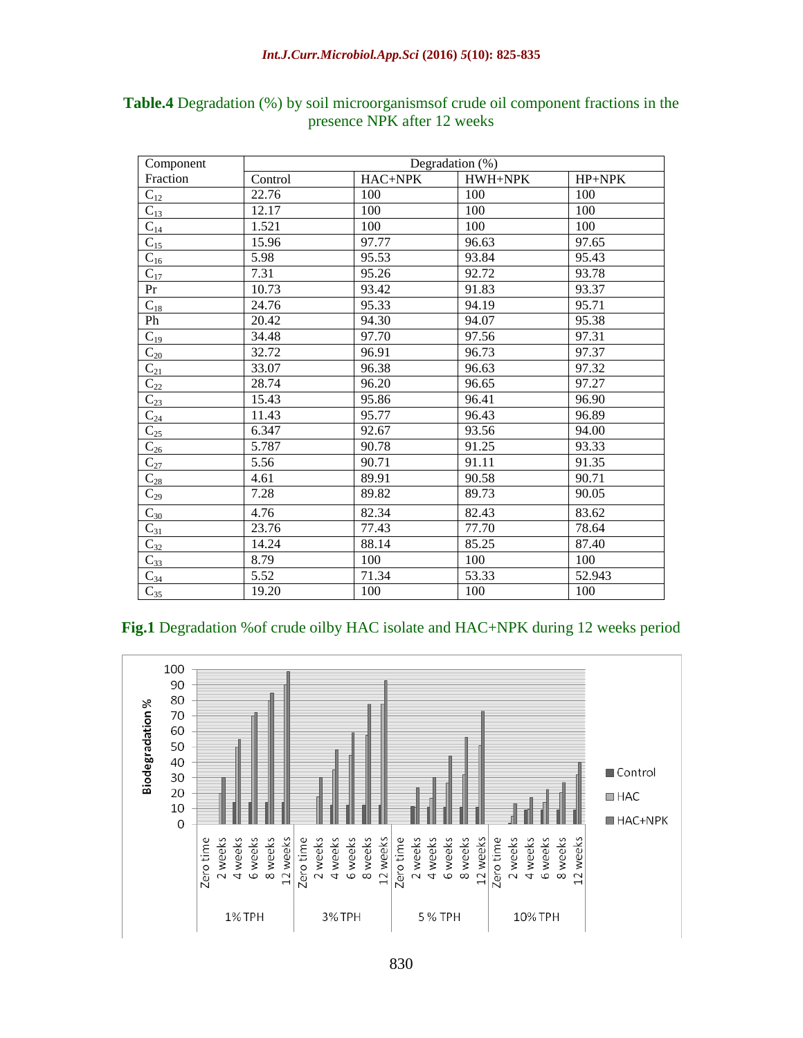**Table.4** Degradation (%) by soil microorganismsof crude oil component fractions in the presence NPK after 12 weeks

| Component Fraction | Degradation (%) | | | |
|---|---|---|---|---|
| | Control | HAC+NPK | HWH+NPK | HP+NPK |
| $C_{12}$ | 22.76 | 100 | 100 | 100 |
| $C_{13}$ | 12.17 | 100 | 100 | 100 |
| $C_{14}$ | 1.521 | 100 | 100 | 100 |
| $C_{15}$ | 15.96 | 97.77 | 96.63 | 97.65 |
| $C_{16}$ | 5.98 | 95.53 | 93.84 | 95.43 |
| $C_{17}$ | 7.31 | 95.26 | 92.72 | 93.78 |
| Pr | 10.73 | 93.42 | 91.83 | 93.37 |
| $C_{18}$ | 24.76 | 95.33 | 94.19 | 95.71 |
| Ph | 20.42 | 94.30 | 94.07 | 95.38 |
| $C_{19}$ | 34.48 | 97.70 | 97.56 | 97.31 |
| $C_{20}$ | 32.72 | 96.91 | 96.73 | 97.37 |
| $C_{21}$ | 33.07 | 96.38 | 96.63 | 97.32 |
| $C_{22}$ | 28.74 | 96.20 | 96.65 | 97.27 |
| $C_{23}$ | 15.43 | 95.86 | 96.41 | 96.90 |
| $C_{24}$ | 11.43 | 95.77 | 96.43 | 96.89 |
| $C_{25}$ | 6.347 | 92.67 | 93.56 | 94.00 |
| $C_{26}$ | 5.787 | 90.78 | 91.25 | 93.33 |
| $C_{27}$ | 5.56 | 90.71 | 91.11 | 91.35 |
| $C_{28}$ | 4.61 | 89.91 | 90.58 | 90.71 |
| $C_{29}$ | 7.28 | 89.82 | 89.73 | 90.05 |
| $C_{30}$ | 4.76 | 82.34 | 82.43 | 83.62 |
| $C_{31}$ | 23.76 | 77.43 | 77.70 | 78.64 |
| $C_{32}$ | 14.24 | 88.14 | 85.25 | 87.40 |
| $C_{33}$ | 8.79 | 100 | 100 | 100 |
| $C_{34}$ | 5.52 | 71.34 | 53.33 | 52.943 |
| $C_{35}$ | 19.20 | 100 | 100 | 100 |

**Fig.1** Degradation %of crude oilby HAC isolate and HAC+NPK during 12 weeks period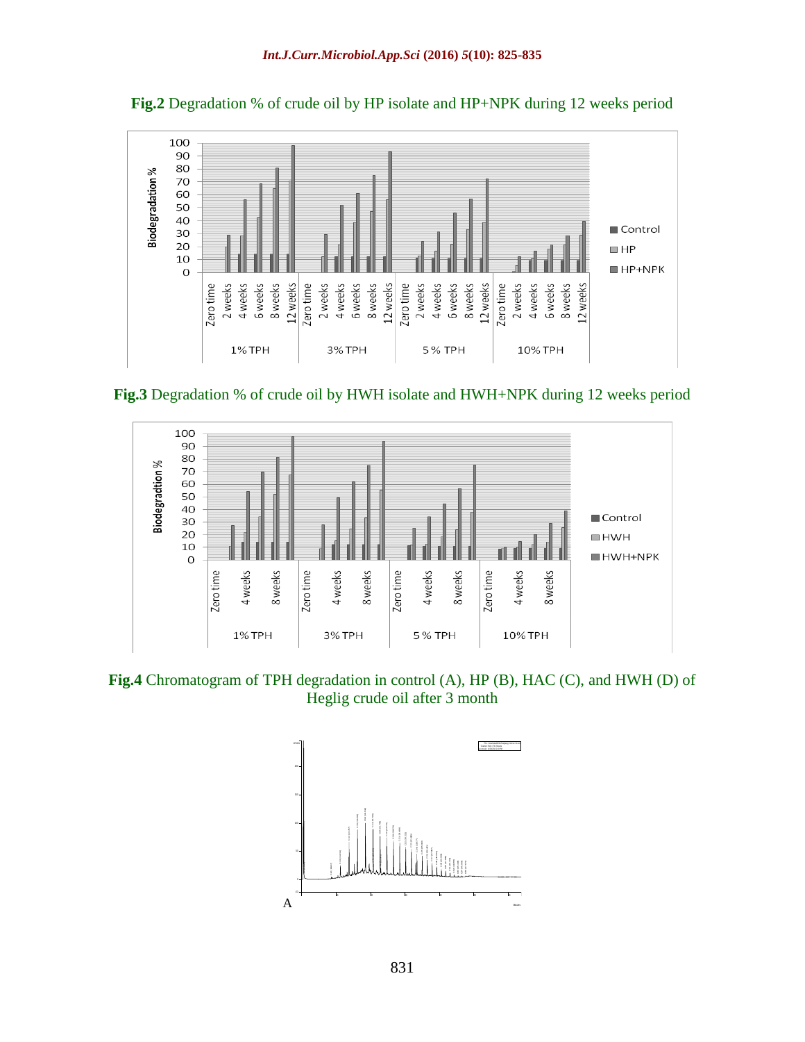**Fig.2** Degradation % of crude oil by HP isolate and HP+NPK during 12 weeks period

**Fig.3** Degradation % of crude oil by HWH isolate and HWH+NPK during 12 weeks period

**Fig.4** Chromatogram of TPH degradation in control (A), HP (B), HAC (C), and HWH (D) of Heglig crude oil after 3 month

A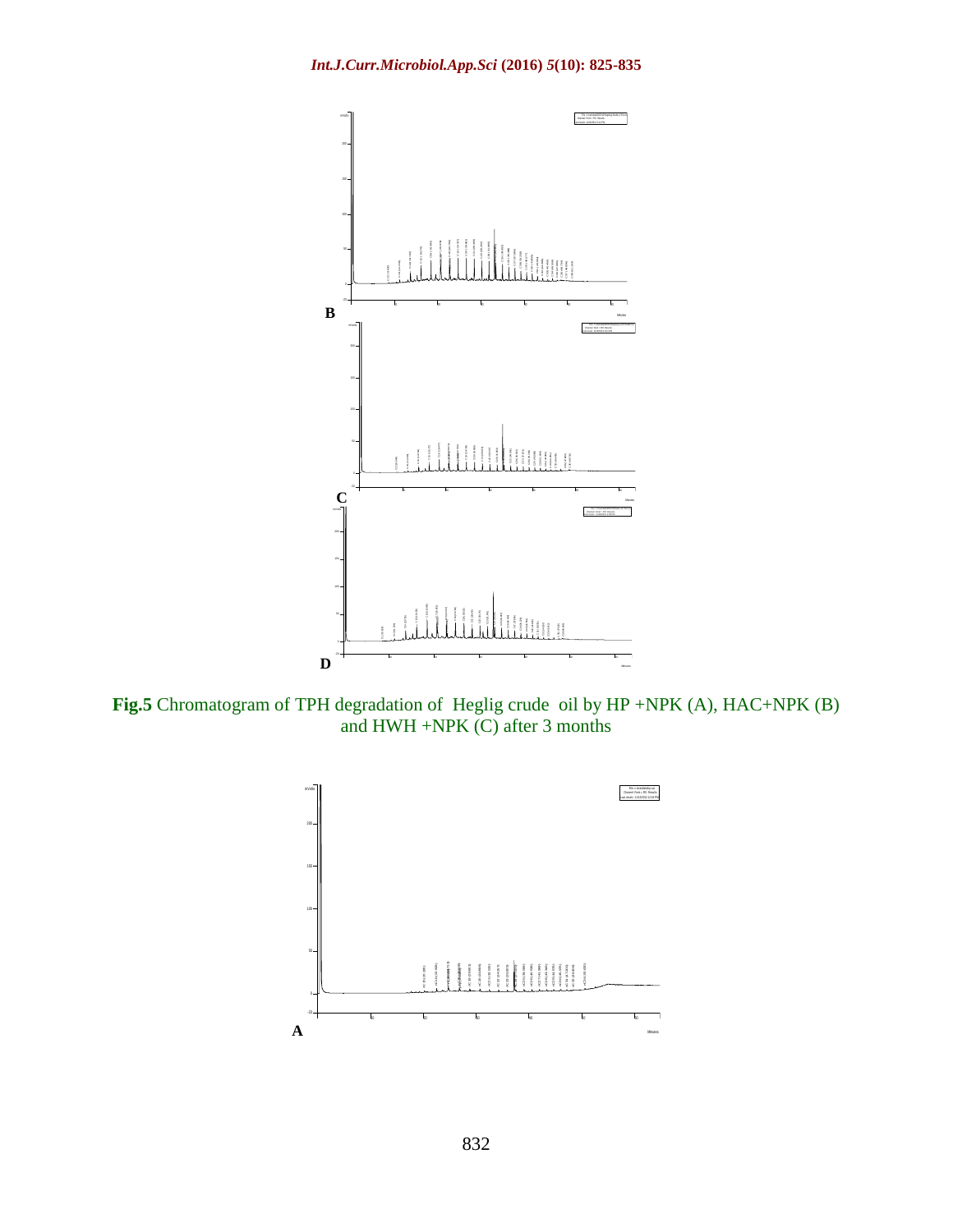**Fig.5** Chromatogram of TPH degradation of Heglig crude oil by HP +NPK (A), HAC+NPK (B) and HWH +NPK (C) after 3 months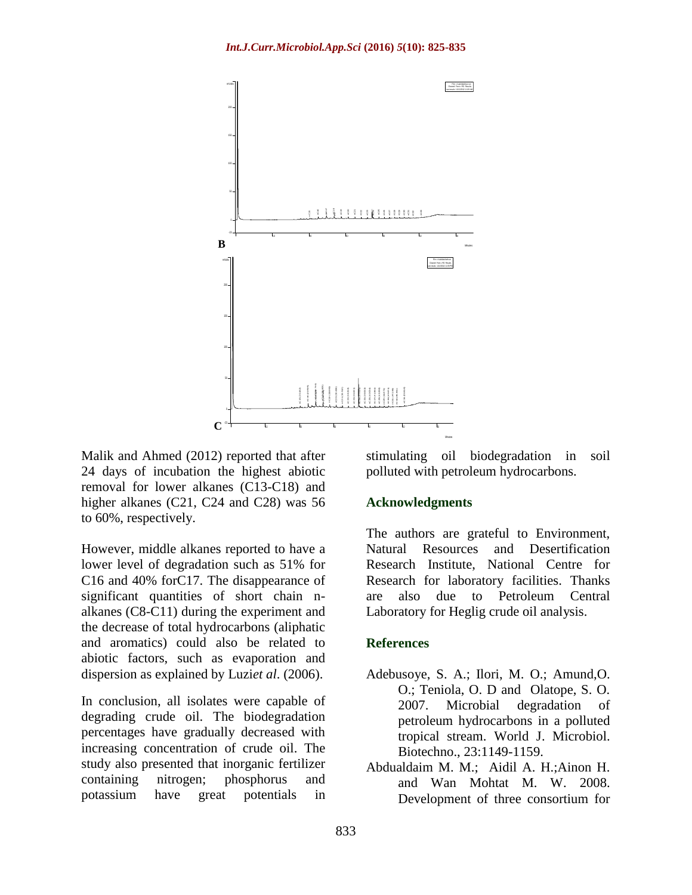**B**

**C**

Malik and Ahmed (2012) reported that after 24 days of incubation the highest abiotic removal for lower alkanes (C13-C18) and higher alkanes (C21, C24 and C28) was 56 to 60%, respectively.

However, middle alkanes reported to have a lower level of degradation such as 51% for C16 and 40% forC17. The disappearance of significant quantities of short chain n-alkanes (C8-C11) during the experiment and the decrease of total hydrocarbons (aliphatic and aromatics) could also be related to abiotic factors, such as evaporation and dispersion as explained by Luzi*et al*. (2006).

In conclusion, all isolates were capable of degrading crude oil. The biodegradation percentages have gradually decreased with increasing concentration of crude oil. The study also presented that inorganic fertilizer containing nitrogen; phosphorus and potassium have great potentials in stimulating oil biodegradation in soil polluted with petroleum hydrocarbons.

## Acknowledgments

The authors are grateful to Environment, Natural Resources and Desertification Research Institute, National Centre for Research for laboratory facilities. Thanks are also due to Petroleum Central Laboratory for Heglig crude oil analysis.

## References

- Adebusoye, S. A.; Ilori, M. O.; Amund,O. O.; Teniola, O. D and Olatope, S. O. 2007. Microbial degradation of petroleum hydrocarbons in a polluted tropical stream. World J. Microbiol. Biotechno., 23:1149-1159.
- Abdualdaim M. M.; Aidil A. H.;Ainon H. and Wan Mohtat M. W. 2008. Development of three consortium for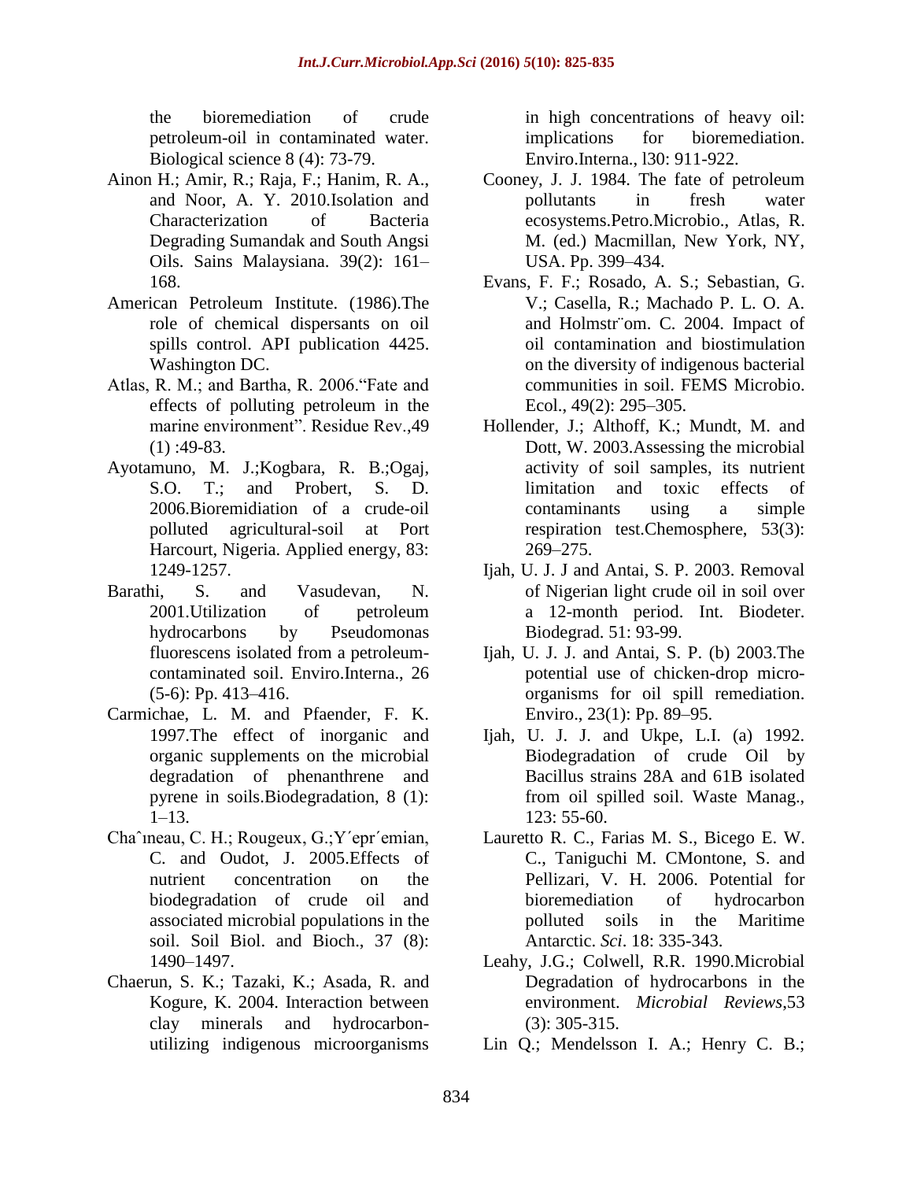the bioremediation of crude petroleum-oil in contaminated water. Biological science 8 (4): 73-79.

Ainon H.; Amir, R.; Raja, F.; Hanim, R. A., and Noor, A. Y. 2010.Isolation and Characterization of Bacteria Degrading Sumandak and South Angsi Oils. Sains Malaysiana. 39(2): 161–168.

American Petroleum Institute. (1986).The role of chemical dispersants on oil spills control. API publication 4425. Washington DC.

Atlas, R. M.; and Bartha, R. 2006."Fate and effects of polluting petroleum in the marine environment". Residue Rev.,49 (1) :49-83.

Ayotamuno, M. J.;Kogbara, R. B.;Ogaj, S.O. T.; and Probert, S. D. 2006.Bioremidiation of a crude-oil polluted agricultural-soil at Port Harcourt, Nigeria. Applied energy, 83: 1249-1257.

Barathi, S. and Vasudevan, N. 2001.Utilization of petroleum hydrocarbons by Pseudomonas fluorescens isolated from a petroleum-contaminated soil. Enviro.Interna., 26 (5-6): Pp. 413–416.

Carmichae, L. M. and Pfaender, F. K. 1997.The effect of inorganic and organic supplements on the microbial degradation of phenanthrene and pyrene in soils.Biodegradation, 8 (1): 1–13.

Chaˆıneau, C. H.; Rougeux, G.;Y´epr´emian, C. and Oudot, J. 2005.Effects of nutrient concentration on the biodegradation of crude oil and associated microbial populations in the soil. Soil Biol. and Bioch., 37 (8): 1490–1497.

Chaerun, S. K.; Tazaki, K.; Asada, R. and Kogure, K. 2004. Interaction between clay minerals and hydrocarbon-utilizing indigenous microorganisms in high concentrations of heavy oil: implications for bioremediation. Enviro.Interna., l30: 911-922.

Cooney, J. J. 1984. The fate of petroleum pollutants in fresh water ecosystems.Petro.Microbio., Atlas, R. M. (ed.) Macmillan, New York, NY, USA. Pp. 399–434.

Evans, F. F.; Rosado, A. S.; Sebastian, G. V.; Casella, R.; Machado P. L. O. A. and Holmstr¨om. C. 2004. Impact of oil contamination and biostimulation on the diversity of indigenous bacterial communities in soil. FEMS Microbio. Ecol., 49(2): 295–305.

Hollender, J.; Althoff, K.; Mundt, M. and Dott, W. 2003.Assessing the microbial activity of soil samples, its nutrient limitation and toxic effects of contaminants using a simple respiration test.Chemosphere, 53(3): 269–275.

Ijah, U. J. J and Antai, S. P. 2003. Removal of Nigerian light crude oil in soil over a 12-month period. Int. Biodeter. Biodegrad. 51: 93-99.

Ijah, U. J. J. and Antai, S. P. (b) 2003.The potential use of chicken-drop micro-organisms for oil spill remediation. Enviro., 23(1): Pp. 89–95.

Ijah, U. J. J. and Ukpe, L.I. (a) 1992. Biodegradation of crude Oil by Bacillus strains 28A and 61B isolated from oil spilled soil. Waste Manag., 123: 55-60.

Lauretto R. C., Farias M. S., Bicego E. W. C., Taniguchi M. CMontone, S. and Pellizari, V. H. 2006. Potential for bioremediation of hydrocarbon polluted soils in the Maritime Antarctic. *Sci*. 18: 335-343.

Leahy, J.G.; Colwell, R.R. 1990.Microbial Degradation of hydrocarbons in the environment. *Microbial Reviews*,53 (3): 305-315.

Lin Q.; Mendelsson I. A.; Henry C. B.;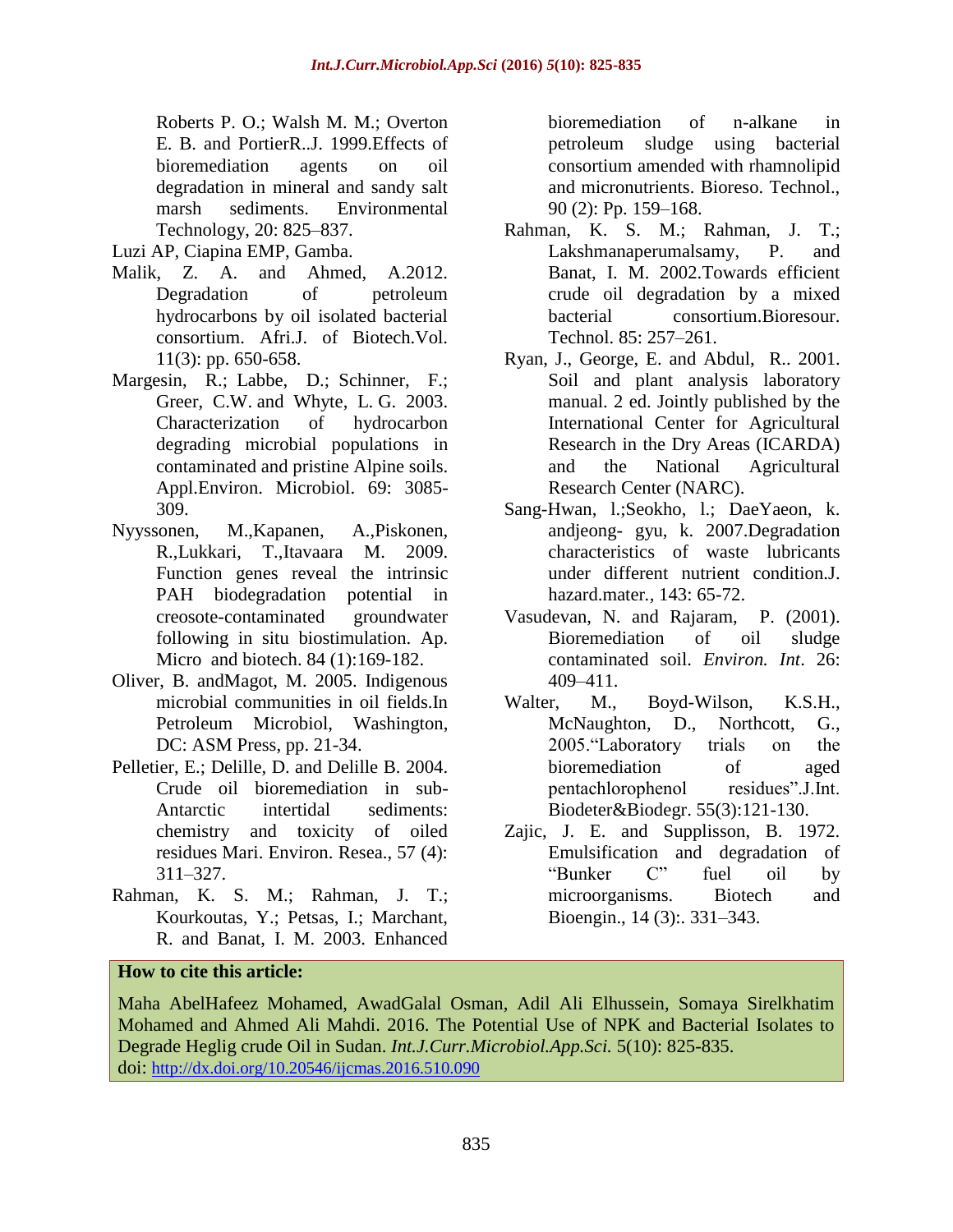Roberts P. O.; Walsh M. M.; Overton E. B. and PortierR..J. 1999.Effects of bioremediation agents on oil degradation in mineral and sandy salt marsh sediments. Environmental Technology, 20: 825–837.

Luzi AP, Ciapina EMP, Gamba.

Malik, Z. A. and Ahmed, A.2012. Degradation of petroleum hydrocarbons by oil isolated bacterial consortium. Afri.J. of Biotech.Vol. 11(3): pp. 650-658.

Margesin, R.; Labbe, D.; Schinner, F.; Greer, C.W. and Whyte, L. G. 2003. Characterization of hydrocarbon degrading microbial populations in contaminated and pristine Alpine soils. Appl.Environ. Microbiol. 69: 3085-309.

Nyyssonen, M.,Kapanen, A.,Piskonen, R.,Lukkari, T.,Itavaara M. 2009. Function genes reveal the intrinsic PAH biodegradation potential in creosote-contaminated groundwater following in situ biostimulation. Ap. Micro and biotech. 84 (1):169-182.

Oliver, B. andMagot, M. 2005. Indigenous microbial communities in oil fields.In Petroleum Microbiol, Washington, DC: ASM Press, pp. 21-34.

Pelletier, E.; Delille, D. and Delille B. 2004. Crude oil bioremediation in sub-Antarctic intertidal sediments: chemistry and toxicity of oiled residues Mari. Environ. Resea., 57 (4): 311–327.

Rahman, K. S. M.; Rahman, J. T.; Kourkoutas, Y.; Petsas, I.; Marchant, R. and Banat, I. M. 2003. Enhanced bioremediation of n-alkane in petroleum sludge using bacterial consortium amended with rhamnolipid and micronutrients. Bioreso. Technol., 90 (2): Pp. 159–168.

Rahman, K. S. M.; Rahman, J. T.; Lakshmanaperumalsamy, P. and Banat, I. M. 2002.Towards efficient crude oil degradation by a mixed bacterial consortium.Bioresour. Technol. 85: 257–261.

Ryan, J., George, E. and Abdul, R.. 2001. Soil and plant analysis laboratory manual. 2 ed. Jointly published by the International Center for Agricultural Research in the Dry Areas (ICARDA) and the National Agricultural Research Center (NARC).

Sang-Hwan, l.;Seokho, l.; DaeYaeon, k. andjeong- gyu, k. 2007.Degradation characteristics of waste lubricants under different nutrient condition.J. hazard.mater., 143: 65-72.

Vasudevan, N. and Rajaram, P. (2001). Bioremediation of oil sludge contaminated soil. *Environ. Int*. 26: 409–411.

Walter, M., Boyd-Wilson, K.S.H., McNaughton, D., Northcott, G., 2005."Laboratory trials on the bioremediation of aged pentachlorophenol residues".J.Int. Biodeter&Biodegr. 55(3):121-130.

Zajic, J. E. and Supplisson, B. 1972. Emulsification and degradation of "Bunker C" fuel oil by microorganisms. Biotech and Bioengin., 14 (3):. 331–343.

**How to cite this article:**

Maha AbelHafeez Mohamed, AwadGalal Osman, Adil Ali Elhussein, Somaya Sirelkhatim Mohamed and Ahmed Ali Mahdi. 2016. The Potential Use of NPK and Bacterial Isolates to Degrade Heglig crude Oil in Sudan. *Int.J.Curr.Microbiol.App.Sci.* 5(10): 825-835.
doi: http://dx.doi.org/10.20546/ijcmas.2016.510.090